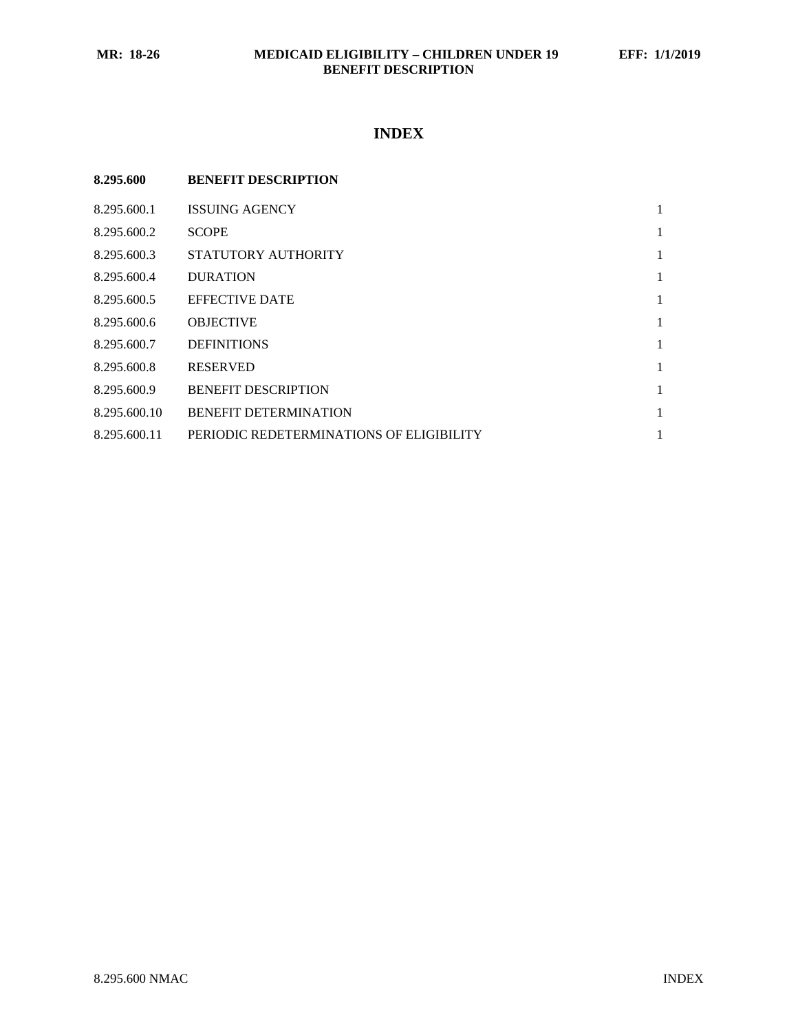# INDEX

| 8.295.600 | BENEFIT DESCRIPTION | |
|---|---|---|
| 8.295.600.1 | ISSUING AGENCY | 1 |
| 8.295.600.2 | SCOPE | 1 |
| 8.295.600.3 | STATUTORY AUTHORITY | 1 |
| 8.295.600.4 | DURATION | 1 |
| 8.295.600.5 | EFFECTIVE DATE | 1 |
| 8.295.600.6 | OBJECTIVE | 1 |
| 8.295.600.7 | DEFINITIONS | 1 |
| 8.295.600.8 | RESERVED | 1 |
| 8.295.600.9 | BENEFIT DESCRIPTION | 1 |
| 8.295.600.10 | BENEFIT DETERMINATION | 1 |
| 8.295.600.11 | PERIODIC REDETERMINATIONS OF ELIGIBILITY | 1 |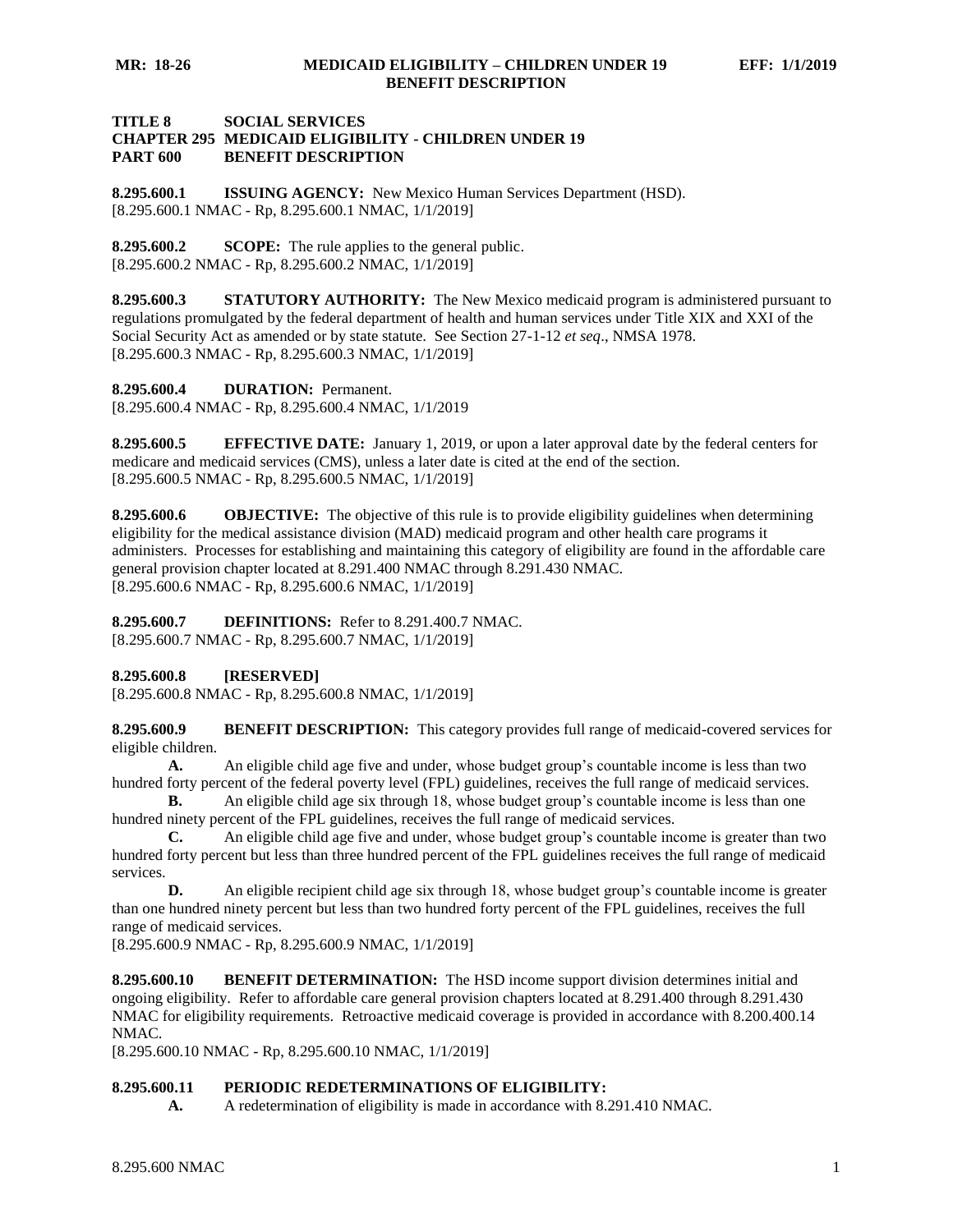**TITLE 8 SOCIAL SERVICES**
**CHAPTER 295 MEDICAID ELIGIBILITY - CHILDREN UNDER 19**
**PART 600 BENEFIT DESCRIPTION**

**8.295.600.1 ISSUING AGENCY:** New Mexico Human Services Department (HSD).
[8.295.600.1 NMAC - Rp, 8.295.600.1 NMAC, 1/1/2019]

**8.295.600.2 SCOPE:** The rule applies to the general public.
[8.295.600.2 NMAC - Rp, 8.295.600.2 NMAC, 1/1/2019]

**8.295.600.3 STATUTORY AUTHORITY:** The New Mexico medicaid program is administered pursuant to regulations promulgated by the federal department of health and human services under Title XIX and XXI of the Social Security Act as amended or by state statute. See Section 27-1-12 *et seq*., NMSA 1978.
[8.295.600.3 NMAC - Rp, 8.295.600.3 NMAC, 1/1/2019]

**8.295.600.4 DURATION:** Permanent.
[8.295.600.4 NMAC - Rp, 8.295.600.4 NMAC, 1/1/2019

**8.295.600.5 EFFECTIVE DATE:** January 1, 2019, or upon a later approval date by the federal centers for medicare and medicaid services (CMS), unless a later date is cited at the end of the section.
[8.295.600.5 NMAC - Rp, 8.295.600.5 NMAC, 1/1/2019]

**8.295.600.6 OBJECTIVE:** The objective of this rule is to provide eligibility guidelines when determining eligibility for the medical assistance division (MAD) medicaid program and other health care programs it administers. Processes for establishing and maintaining this category of eligibility are found in the affordable care general provision chapter located at 8.291.400 NMAC through 8.291.430 NMAC.
[8.295.600.6 NMAC - Rp, 8.295.600.6 NMAC, 1/1/2019]

**8.295.600.7 DEFINITIONS:** Refer to 8.291.400.7 NMAC.
[8.295.600.7 NMAC - Rp, 8.295.600.7 NMAC, 1/1/2019]

**8.295.600.8 [RESERVED]**
[8.295.600.8 NMAC - Rp, 8.295.600.8 NMAC, 1/1/2019]

**8.295.600.9 BENEFIT DESCRIPTION:** This category provides full range of medicaid-covered services for eligible children.

**A.** An eligible child age five and under, whose budget group's countable income is less than two hundred forty percent of the federal poverty level (FPL) guidelines, receives the full range of medicaid services.

**B.** An eligible child age six through 18, whose budget group's countable income is less than one hundred ninety percent of the FPL guidelines, receives the full range of medicaid services.

**C.** An eligible child age five and under, whose budget group's countable income is greater than two hundred forty percent but less than three hundred percent of the FPL guidelines receives the full range of medicaid services.

**D.** An eligible recipient child age six through 18, whose budget group's countable income is greater than one hundred ninety percent but less than two hundred forty percent of the FPL guidelines, receives the full range of medicaid services.
[8.295.600.9 NMAC - Rp, 8.295.600.9 NMAC, 1/1/2019]

**8.295.600.10 BENEFIT DETERMINATION:** The HSD income support division determines initial and ongoing eligibility. Refer to affordable care general provision chapters located at 8.291.400 through 8.291.430 NMAC for eligibility requirements. Retroactive medicaid coverage is provided in accordance with 8.200.400.14 NMAC.
[8.295.600.10 NMAC - Rp, 8.295.600.10 NMAC, 1/1/2019]

**8.295.600.11 PERIODIC REDETERMINATIONS OF ELIGIBILITY:**

**A.** A redetermination of eligibility is made in accordance with 8.291.410 NMAC.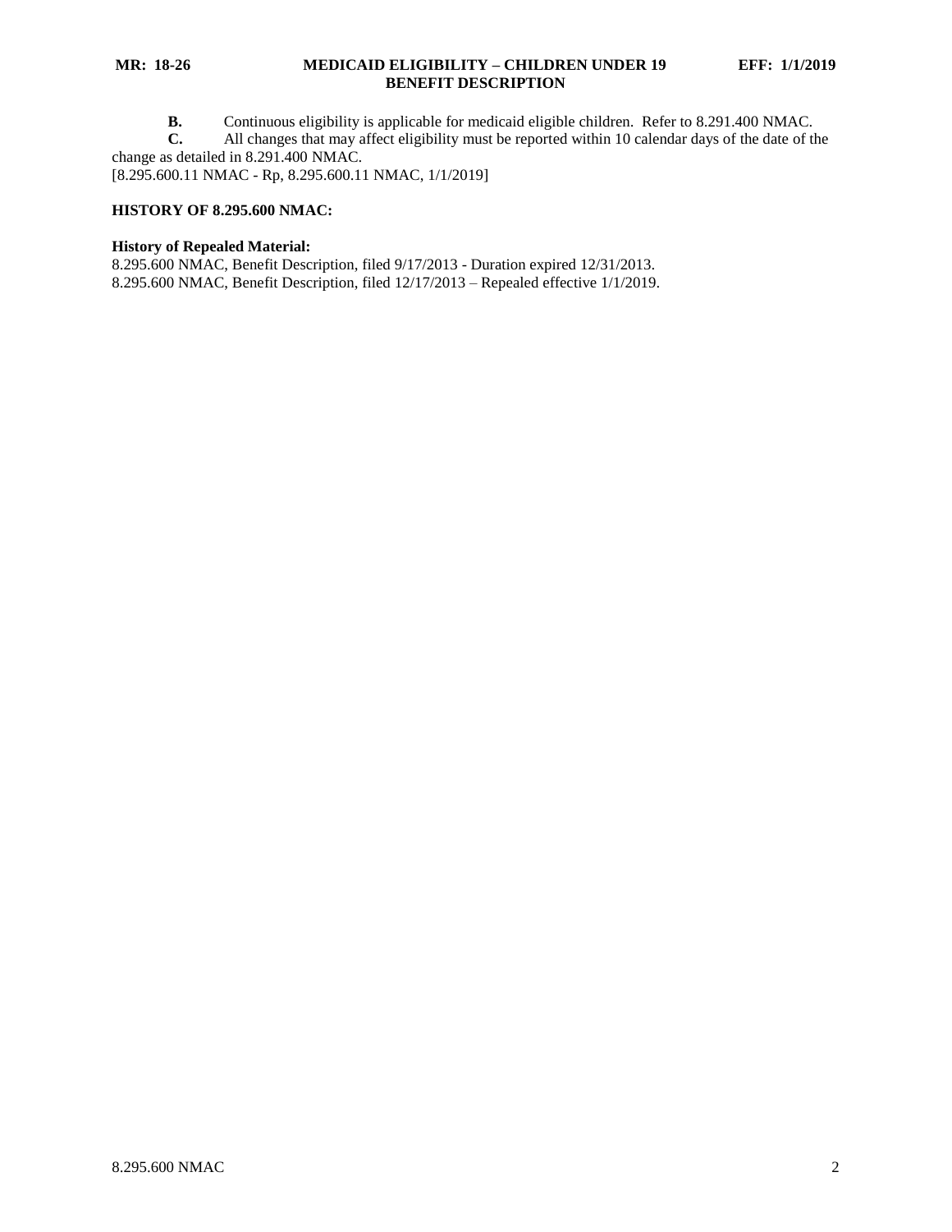**B.** Continuous eligibility is applicable for medicaid eligible children. Refer to 8.291.400 NMAC.

**C.** All changes that may affect eligibility must be reported within 10 calendar days of the date of the change as detailed in 8.291.400 NMAC.

[8.295.600.11 NMAC - Rp, 8.295.600.11 NMAC, 1/1/2019]

**HISTORY OF 8.295.600 NMAC:**

**History of Repealed Material:**

8.295.600 NMAC, Benefit Description, filed 9/17/2013 - Duration expired 12/31/2013.

8.295.600 NMAC, Benefit Description, filed 12/17/2013 – Repealed effective 1/1/2019.